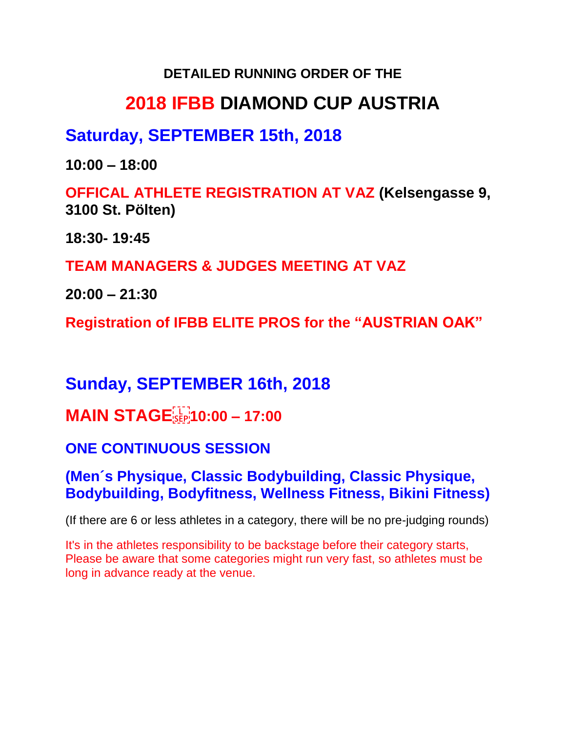**DETAILED RUNNING ORDER OF THE**

# 2018 IFBB DIAMOND CUP AUSTRIA

## Saturday, SEPTEMBER 15th, 2018

**10:00 – 18:00**

**OFFICAL ATHLETE REGISTRATION AT VAZ (Kelsengasse 9, 3100 St. Pölten)**

**18:30- 19:45**

**TEAM MANAGERS & JUDGES MEETING AT VAZ**

**20:00 – 21:30**

**Registration of IFBB ELITE PROS for the "AUSTRIAN OAK"**

## Sunday, SEPTEMBER 16th, 2018

## MAIN STAGE 10:00 – 17:00

### ONE CONTINUOUS SESSION

### (Men´s Physique, Classic Bodybuilding, Classic Physique, Bodybuilding, Bodyfitness, Wellness Fitness, Bikini Fitness)

(If there are 6 or less athletes in a category, there will be no pre-judging rounds)

It's in the athletes responsibility to be backstage before their category starts, Please be aware that some categories might run very fast, so athletes must be long in advance ready at the venue.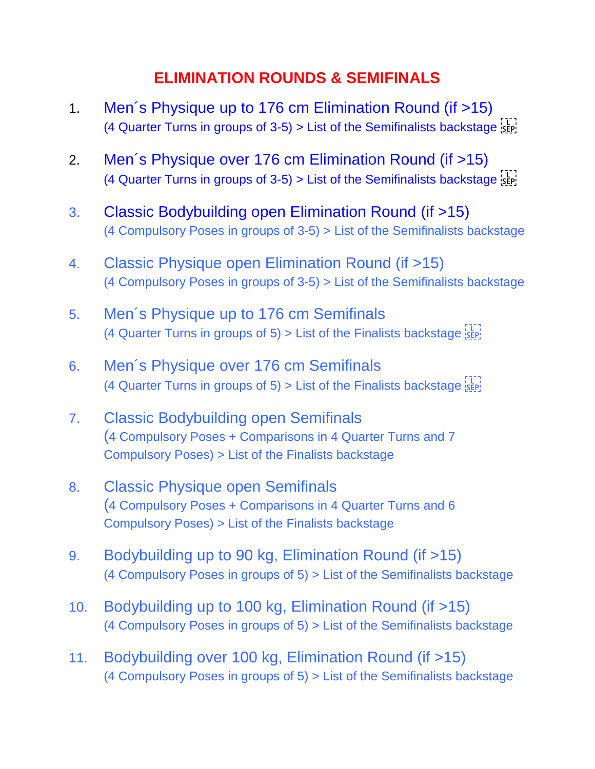# ELIMINATION ROUNDS & SEMIFINALS

1. Men´s Physique up to 176 cm Elimination Round (if >15)
   (4 Quarter Turns in groups of 3-5) > List of the Semifinalists backstage

2. Men´s Physique over 176 cm Elimination Round (if >15)
   (4 Quarter Turns in groups of 3-5) > List of the Semifinalists backstage

3. Classic Bodybuilding open Elimination Round (if >15)
   (4 Compulsory Poses in groups of 3-5) > List of the Semifinalists backstage

4. Classic Physique open Elimination Round (if >15)
   (4 Compulsory Poses in groups of 3-5) > List of the Semifinalists backstage

5. Men´s Physique up to 176 cm Semifinals
   (4 Quarter Turns in groups of 5) > List of the Finalists backstage

6. Men´s Physique over 176 cm Semifinals
   (4 Quarter Turns in groups of 5) > List of the Finalists backstage

7. Classic Bodybuilding open Semifinals
   (4 Compulsory Poses + Comparisons in 4 Quarter Turns and 7 Compulsory Poses) > List of the Finalists backstage

8. Classic Physique open Semifinals
   (4 Compulsory Poses + Comparisons in 4 Quarter Turns and 6 Compulsory Poses) > List of the Finalists backstage

9. Bodybuilding up to 90 kg, Elimination Round (if >15)
   (4 Compulsory Poses in groups of 5) > List of the Semifinalists backstage

10. Bodybuilding up to 100 kg, Elimination Round (if >15)
    (4 Compulsory Poses in groups of 5) > List of the Semifinalists backstage

11. Bodybuilding over 100 kg, Elimination Round (if >15)
    (4 Compulsory Poses in groups of 5) > List of the Semifinalists backstage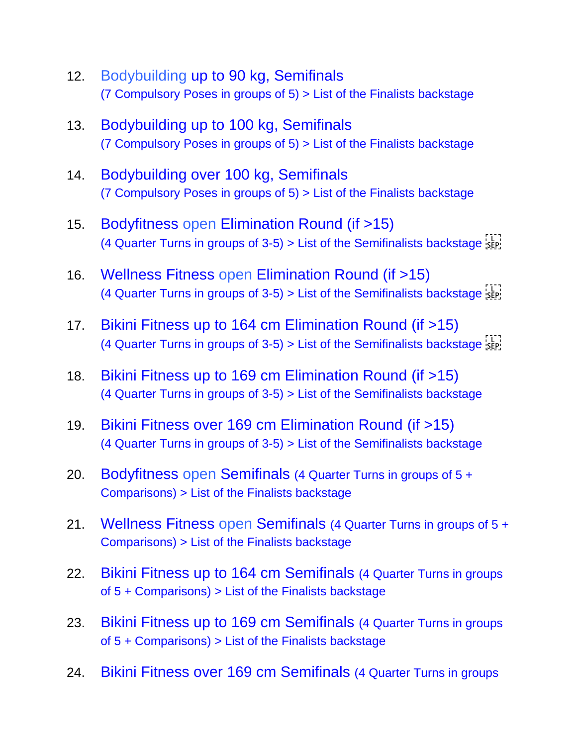12. Bodybuilding up to 90 kg, Semifinals
(7 Compulsory Poses in groups of 5) > List of the Finalists backstage

13. Bodybuilding up to 100 kg, Semifinals
(7 Compulsory Poses in groups of 5) > List of the Finalists backstage

14. Bodybuilding over 100 kg, Semifinals
(7 Compulsory Poses in groups of 5) > List of the Finalists backstage

15. Bodyfitness open Elimination Round (if >15)
(4 Quarter Turns in groups of 3-5) > List of the Semifinalists backstage

16. Wellness Fitness open Elimination Round (if >15)
(4 Quarter Turns in groups of 3-5) > List of the Semifinalists backstage

17. Bikini Fitness up to 164 cm Elimination Round (if >15)
(4 Quarter Turns in groups of 3-5) > List of the Semifinalists backstage

18. Bikini Fitness up to 169 cm Elimination Round (if >15)
(4 Quarter Turns in groups of 3-5) > List of the Semifinalists backstage

19. Bikini Fitness over 169 cm Elimination Round (if >15)
(4 Quarter Turns in groups of 3-5) > List of the Semifinalists backstage

20. Bodyfitness open Semifinals (4 Quarter Turns in groups of 5 + Comparisons) > List of the Finalists backstage

21. Wellness Fitness open Semifinals (4 Quarter Turns in groups of 5 + Comparisons) > List of the Finalists backstage

22. Bikini Fitness up to 164 cm Semifinals (4 Quarter Turns in groups of 5 + Comparisons) > List of the Finalists backstage

23. Bikini Fitness up to 169 cm Semifinals (4 Quarter Turns in groups of 5 + Comparisons) > List of the Finalists backstage

24. Bikini Fitness over 169 cm Semifinals (4 Quarter Turns in groups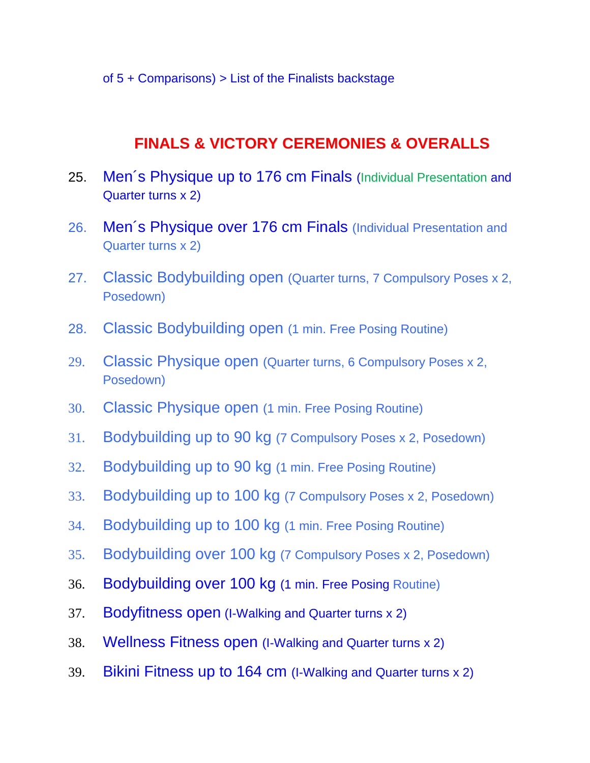of 5 + Comparisons) > List of the Finalists backstage

## FINALS & VICTORY CEREMONIES & OVERALLS

25. Men´s Physique up to 176 cm Finals (Individual Presentation and Quarter turns x 2)
26. Men´s Physique over 176 cm Finals (Individual Presentation and Quarter turns x 2)
27. Classic Bodybuilding open (Quarter turns, 7 Compulsory Poses x 2, Posedown)
28. Classic Bodybuilding open (1 min. Free Posing Routine)
29. Classic Physique open (Quarter turns, 6 Compulsory Poses x 2, Posedown)
30. Classic Physique open (1 min. Free Posing Routine)
31. Bodybuilding up to 90 kg (7 Compulsory Poses x 2, Posedown)
32. Bodybuilding up to 90 kg (1 min. Free Posing Routine)
33. Bodybuilding up to 100 kg (7 Compulsory Poses x 2, Posedown)
34. Bodybuilding up to 100 kg (1 min. Free Posing Routine)
35. Bodybuilding over 100 kg (7 Compulsory Poses x 2, Posedown)
36. Bodybuilding over 100 kg (1 min. Free Posing Routine)
37. Bodyfitness open (I-Walking and Quarter turns x 2)
38. Wellness Fitness open (I-Walking and Quarter turns x 2)
39. Bikini Fitness up to 164 cm (I-Walking and Quarter turns x 2)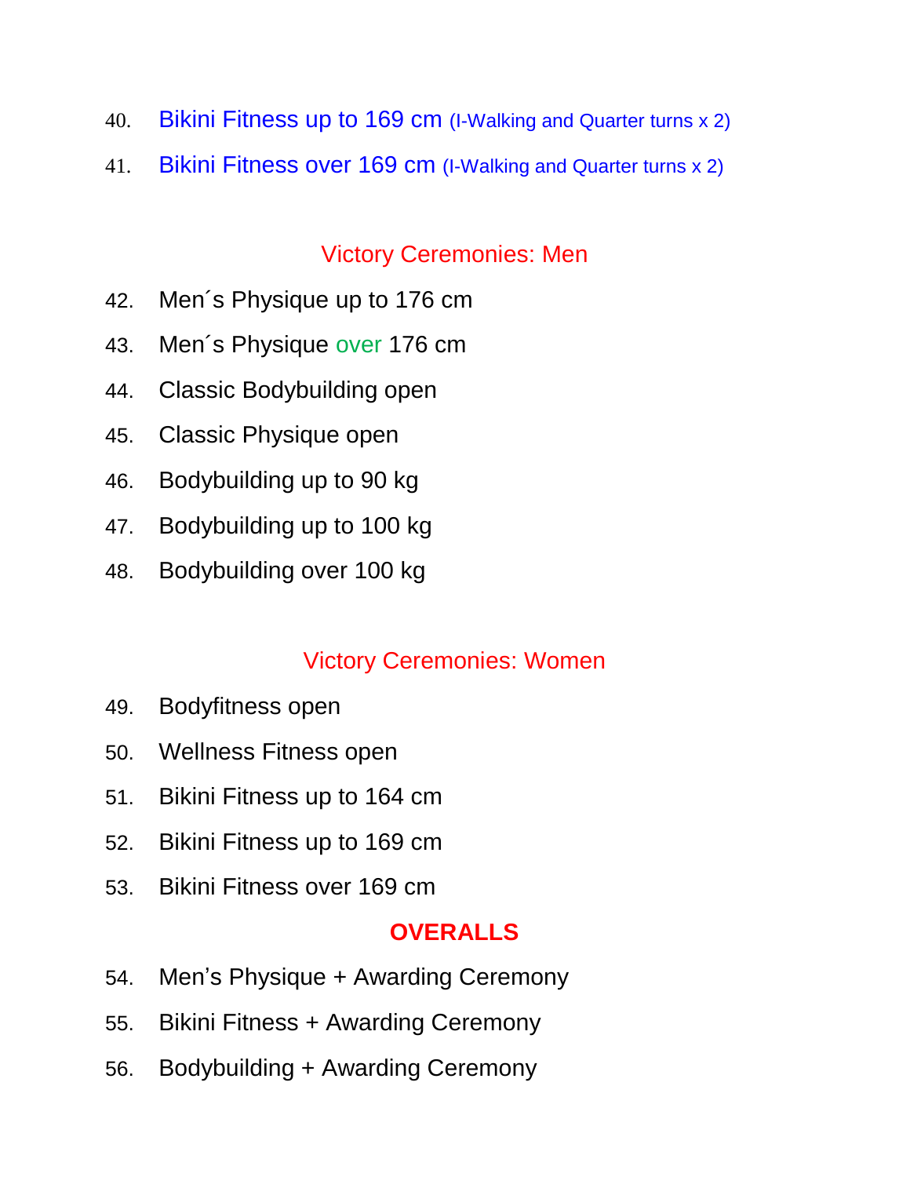40. Bikini Fitness up to 169 cm (I-Walking and Quarter turns x 2)
41. Bikini Fitness over 169 cm (I-Walking and Quarter turns x 2)

## Victory Ceremonies: Men

42. Men´s Physique up to 176 cm
43. Men´s Physique over 176 cm
44. Classic Bodybuilding open
45. Classic Physique open
46. Bodybuilding up to 90 kg
47. Bodybuilding up to 100 kg
48. Bodybuilding over 100 kg

## Victory Ceremonies: Women

49. Bodyfitness open
50. Wellness Fitness open
51. Bikini Fitness up to 164 cm
52. Bikini Fitness up to 169 cm
53. Bikini Fitness over 169 cm

## **OVERALLS**

54. Men’s Physique + Awarding Ceremony
55. Bikini Fitness + Awarding Ceremony
56. Bodybuilding + Awarding Ceremony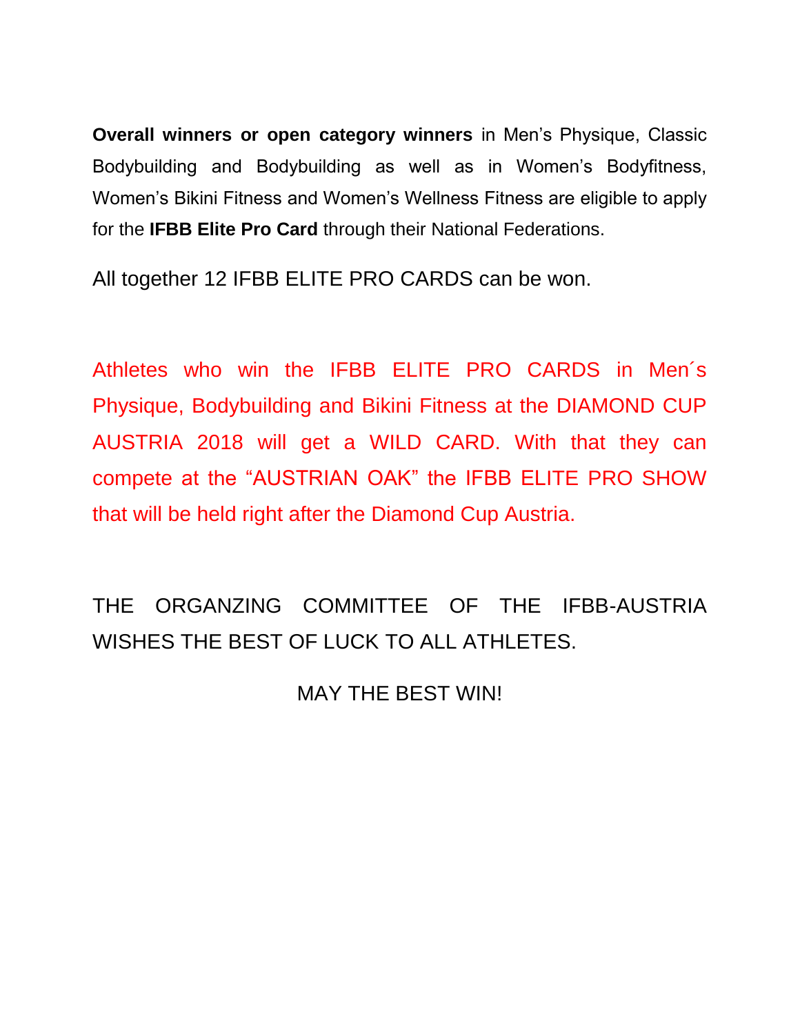**Overall winners or open category winners** in Men’s Physique, Classic Bodybuilding and Bodybuilding as well as in Women’s Bodyfitness, Women’s Bikini Fitness and Women’s Wellness Fitness are eligible to apply for the **IFBB Elite Pro Card** through their National Federations.

All together 12 IFBB ELITE PRO CARDS can be won.

Athletes who win the IFBB ELITE PRO CARDS in Men´s Physique, Bodybuilding and Bikini Fitness at the DIAMOND CUP AUSTRIA 2018 will get a WILD CARD. With that they can compete at the “AUSTRIAN OAK” the IFBB ELITE PRO SHOW that will be held right after the Diamond Cup Austria.

THE ORGANZING COMMITTEE OF THE IFBB-AUSTRIA WISHES THE BEST OF LUCK TO ALL ATHLETES.

MAY THE BEST WIN!